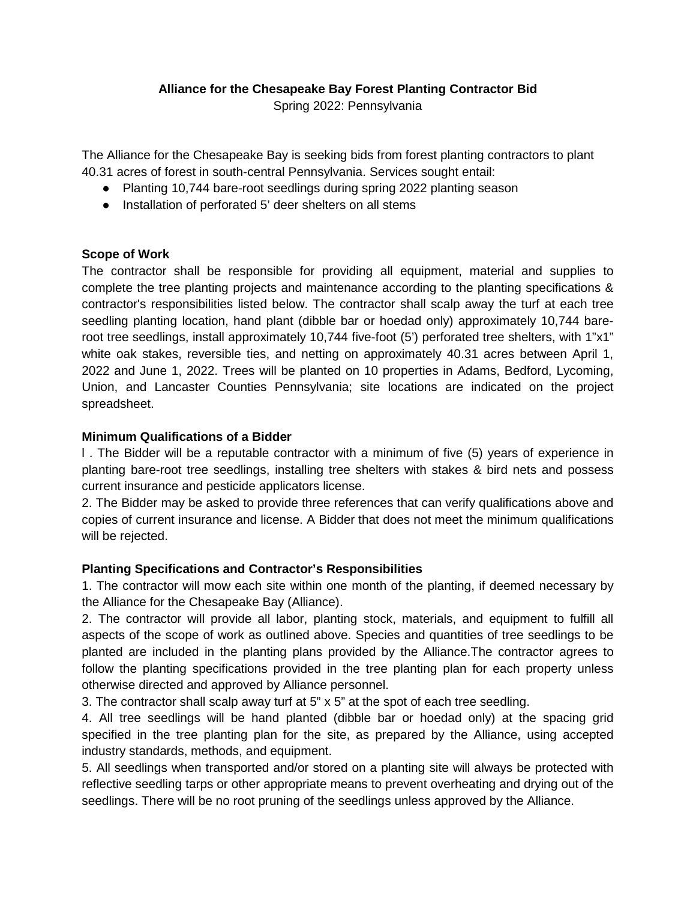**Alliance for the Chesapeake Bay Forest Planting Contractor Bid**

Spring 2022: Pennsylvania

The Alliance for the Chesapeake Bay is seeking bids from forest planting contractors to plant 40.31 acres of forest in south-central Pennsylvania. Services sought entail:

- Planting 10,744 bare-root seedlings during spring 2022 planting season
- Installation of perforated 5' deer shelters on all stems

**Scope of Work**

The contractor shall be responsible for providing all equipment, material and supplies to complete the tree planting projects and maintenance according to the planting specifications & contractor's responsibilities listed below. The contractor shall scalp away the turf at each tree seedling planting location, hand plant (dibble bar or hoedad only) approximately 10,744 bare-root tree seedlings, install approximately 10,744 five-foot (5') perforated tree shelters, with 1"x1" white oak stakes, reversible ties, and netting on approximately 40.31 acres between April 1, 2022 and June 1, 2022. Trees will be planted on 10 properties in Adams, Bedford, Lycoming, Union, and Lancaster Counties Pennsylvania; site locations are indicated on the project spreadsheet.

**Minimum Qualifications of a Bidder**

l . The Bidder will be a reputable contractor with a minimum of five (5) years of experience in planting bare-root tree seedlings, installing tree shelters with stakes & bird nets and possess current insurance and pesticide applicators license.

2. The Bidder may be asked to provide three references that can verify qualifications above and copies of current insurance and license. A Bidder that does not meet the minimum qualifications will be rejected.

**Planting Specifications and Contractor's Responsibilities**

1. The contractor will mow each site within one month of the planting, if deemed necessary by the Alliance for the Chesapeake Bay (Alliance).
2. The contractor will provide all labor, planting stock, materials, and equipment to fulfill all aspects of the scope of work as outlined above. Species and quantities of tree seedlings to be planted are included in the planting plans provided by the Alliance.The contractor agrees to follow the planting specifications provided in the tree planting plan for each property unless otherwise directed and approved by Alliance personnel.
3. The contractor shall scalp away turf at 5" x 5" at the spot of each tree seedling.
4. All tree seedlings will be hand planted (dibble bar or hoedad only) at the spacing grid specified in the tree planting plan for the site, as prepared by the Alliance, using accepted industry standards, methods, and equipment.
5. All seedlings when transported and/or stored on a planting site will always be protected with reflective seedling tarps or other appropriate means to prevent overheating and drying out of the seedlings. There will be no root pruning of the seedlings unless approved by the Alliance.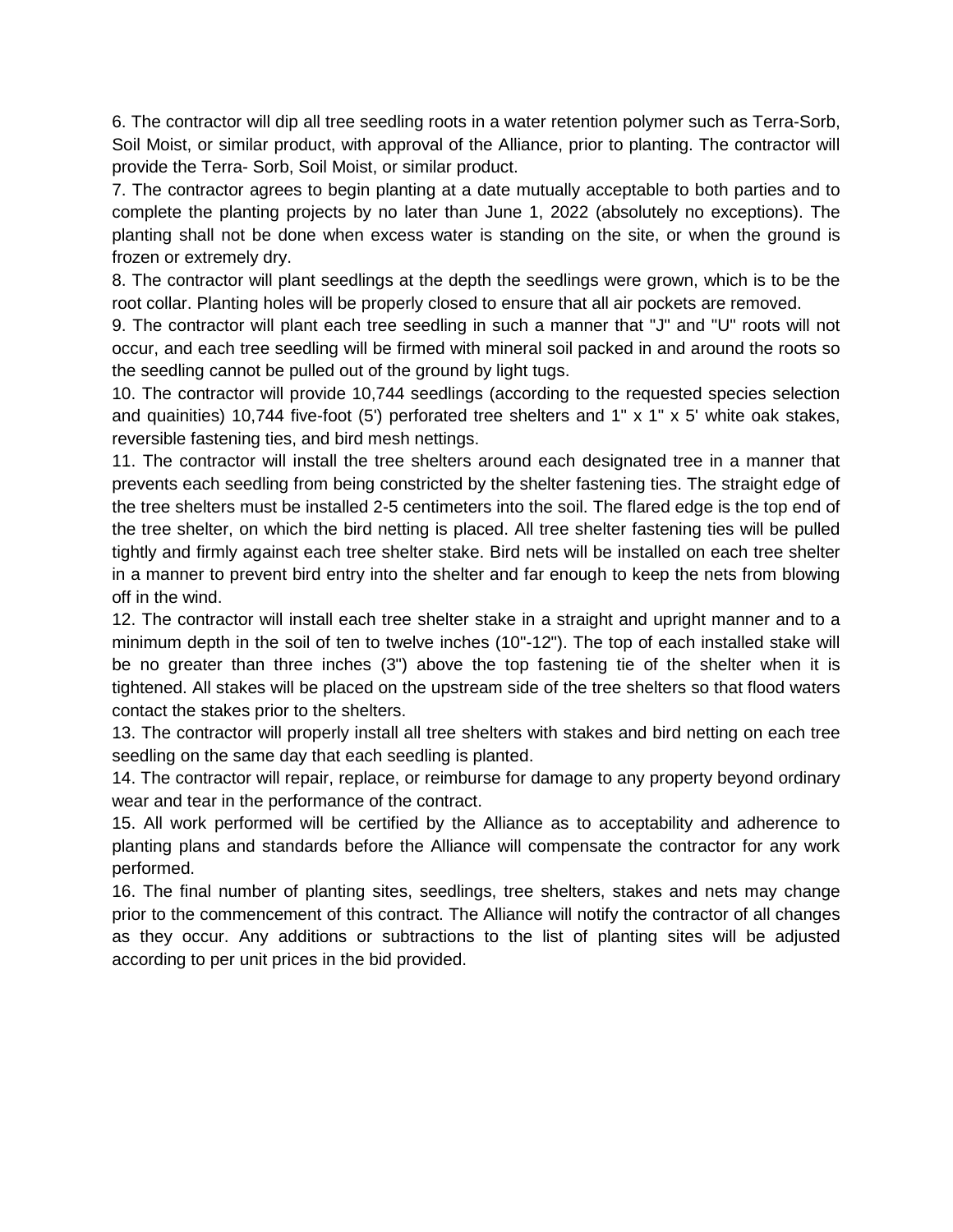6. The contractor will dip all tree seedling roots in a water retention polymer such as Terra-Sorb, Soil Moist, or similar product, with approval of the Alliance, prior to planting. The contractor will provide the Terra- Sorb, Soil Moist, or similar product.

7. The contractor agrees to begin planting at a date mutually acceptable to both parties and to complete the planting projects by no later than June 1, 2022 (absolutely no exceptions). The planting shall not be done when excess water is standing on the site, or when the ground is frozen or extremely dry.

8. The contractor will plant seedlings at the depth the seedlings were grown, which is to be the root collar. Planting holes will be properly closed to ensure that all air pockets are removed.

9. The contractor will plant each tree seedling in such a manner that "J" and "U" roots will not occur, and each tree seedling will be firmed with mineral soil packed in and around the roots so the seedling cannot be pulled out of the ground by light tugs.

10. The contractor will provide 10,744 seedlings (according to the requested species selection and quainities) 10,744 five-foot (5') perforated tree shelters and 1" x 1" x 5' white oak stakes, reversible fastening ties, and bird mesh nettings.

11. The contractor will install the tree shelters around each designated tree in a manner that prevents each seedling from being constricted by the shelter fastening ties. The straight edge of the tree shelters must be installed 2-5 centimeters into the soil. The flared edge is the top end of the tree shelter, on which the bird netting is placed. All tree shelter fastening ties will be pulled tightly and firmly against each tree shelter stake. Bird nets will be installed on each tree shelter in a manner to prevent bird entry into the shelter and far enough to keep the nets from blowing off in the wind.

12. The contractor will install each tree shelter stake in a straight and upright manner and to a minimum depth in the soil of ten to twelve inches (10"-12"). The top of each installed stake will be no greater than three inches (3") above the top fastening tie of the shelter when it is tightened. All stakes will be placed on the upstream side of the tree shelters so that flood waters contact the stakes prior to the shelters.

13. The contractor will properly install all tree shelters with stakes and bird netting on each tree seedling on the same day that each seedling is planted.

14. The contractor will repair, replace, or reimburse for damage to any property beyond ordinary wear and tear in the performance of the contract.

15. All work performed will be certified by the Alliance as to acceptability and adherence to planting plans and standards before the Alliance will compensate the contractor for any work performed.

16. The final number of planting sites, seedlings, tree shelters, stakes and nets may change prior to the commencement of this contract. The Alliance will notify the contractor of all changes as they occur. Any additions or subtractions to the list of planting sites will be adjusted according to per unit prices in the bid provided.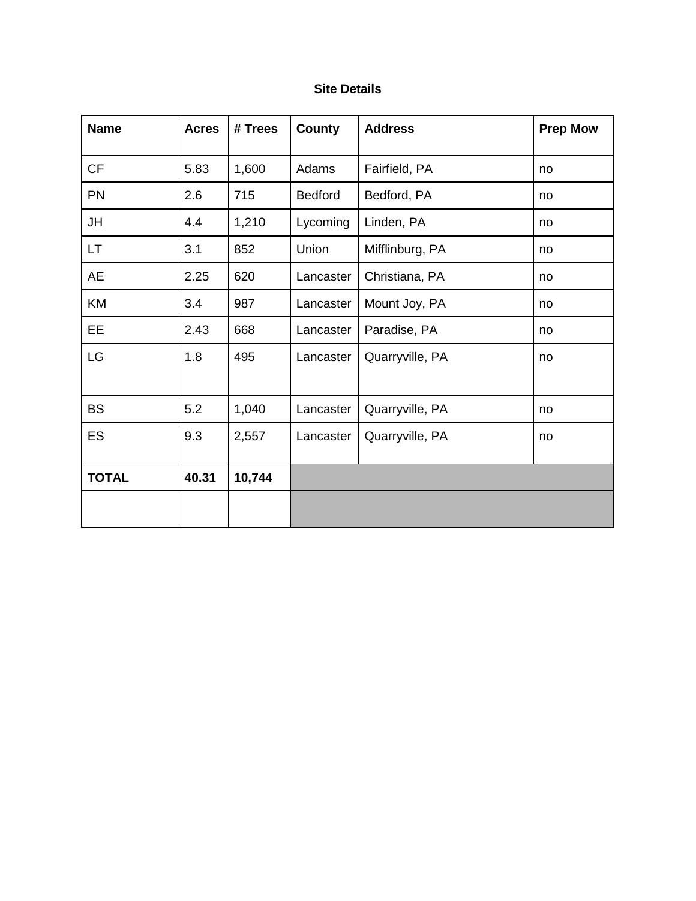**Site Details**

| Name | Acres | # Trees | County | Address | Prep Mow |
|---|---|---|---|---|---|
| CF | 5.83 | 1,600 | Adams | Fairfield, PA | no |
| PN | 2.6 | 715 | Bedford | Bedford, PA | no |
| JH | 4.4 | 1,210 | Lycoming | Linden, PA | no |
| LT | 3.1 | 852 | Union | Mifflinburg, PA | no |
| AE | 2.25 | 620 | Lancaster | Christiana, PA | no |
| KM | 3.4 | 987 | Lancaster | Mount Joy, PA | no |
| EE | 2.43 | 668 | Lancaster | Paradise, PA | no |
| LG | 1.8 | 495 | Lancaster | Quarryville, PA | no |
| BS | 5.2 | 1,040 | Lancaster | Quarryville, PA | no |
| ES | 9.3 | 2,557 | Lancaster | Quarryville, PA | no |
| **TOTAL** | **40.31** | **10,744** | | | |
| | | | | | |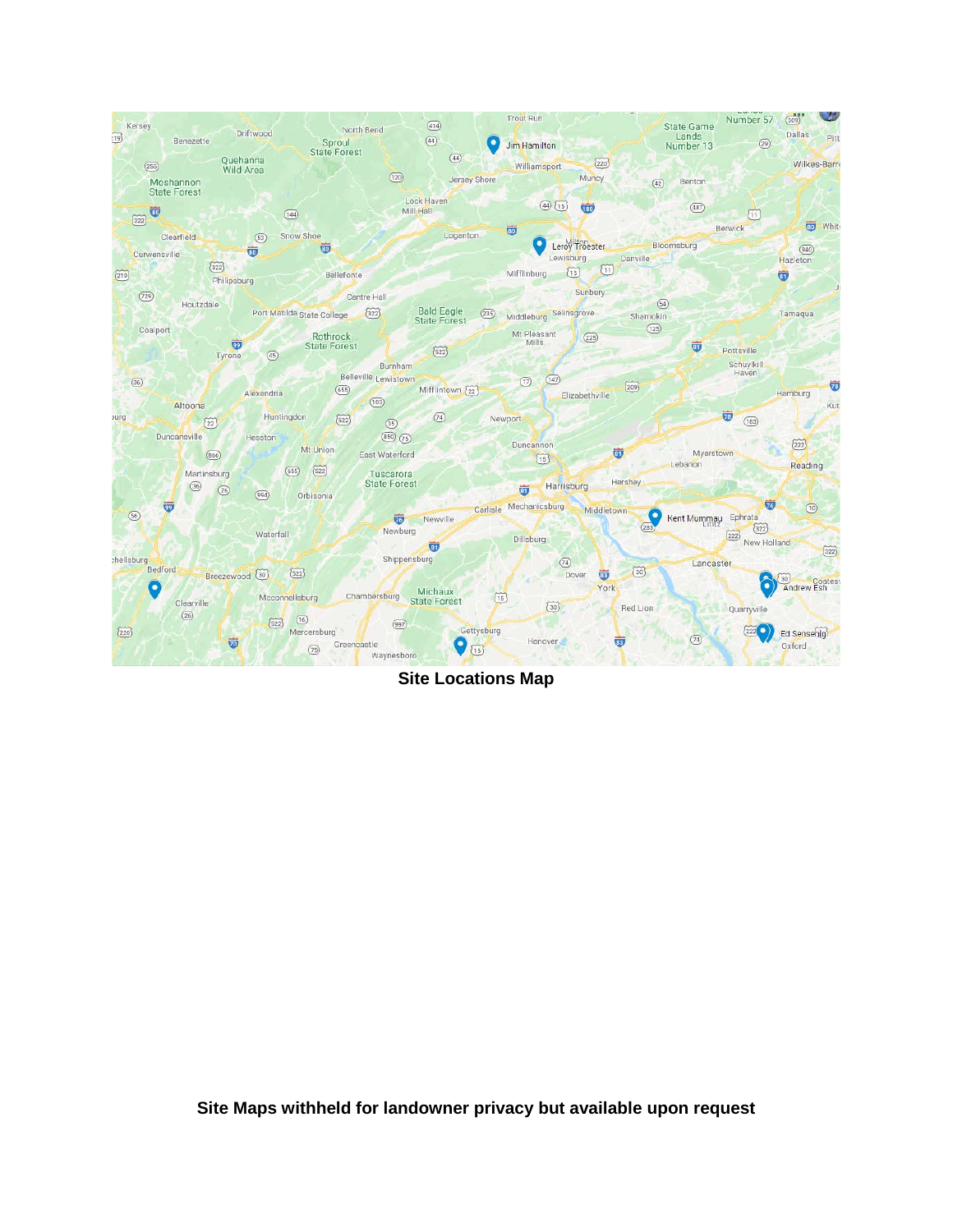**Site Locations Map**

**Site Maps withheld for landowner privacy but available upon request**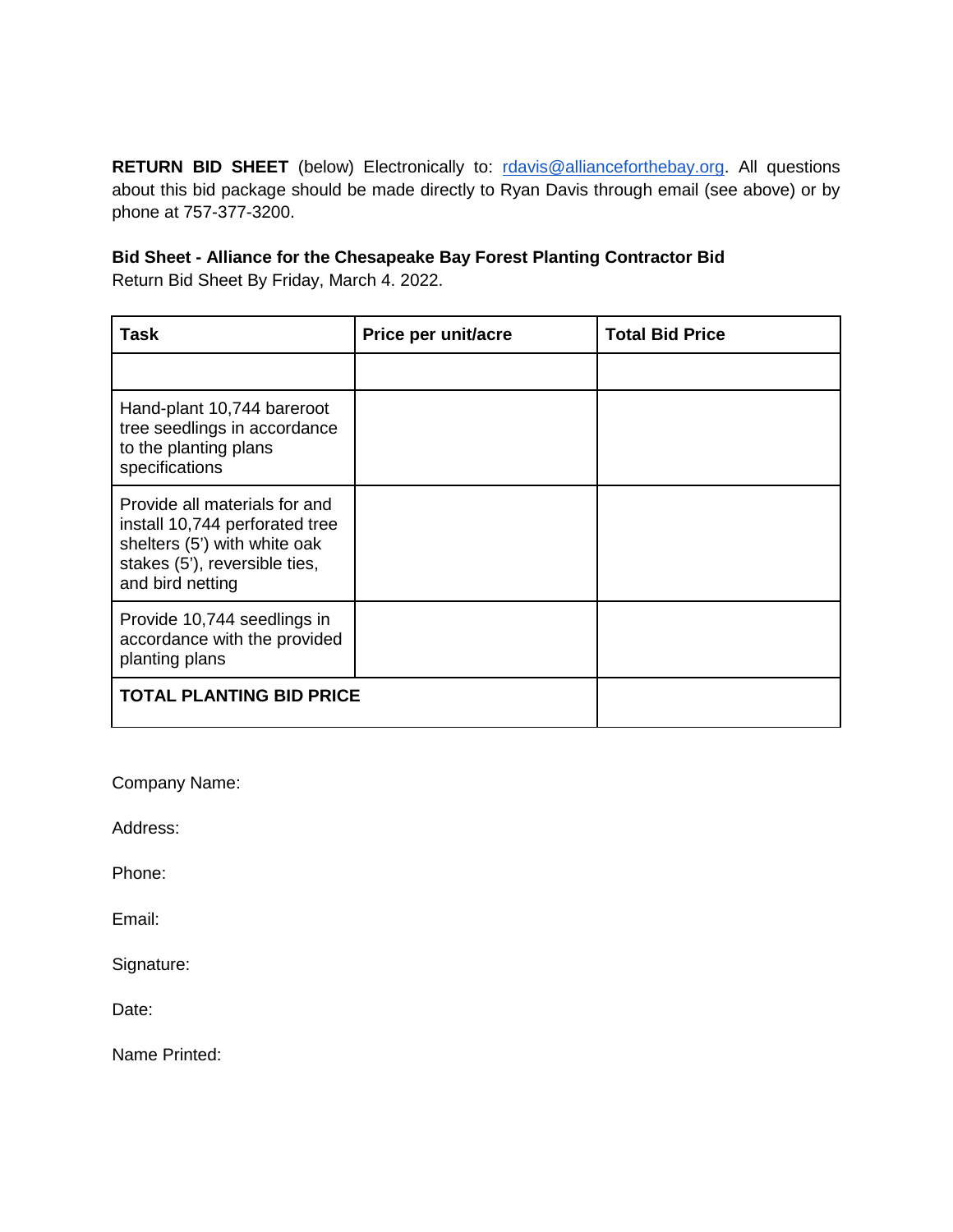**RETURN BID SHEET** (below) Electronically to: rdavis@allianceforthebay.org. All questions about this bid package should be made directly to Ryan Davis through email (see above) or by phone at 757-377-3200.

**Bid Sheet - Alliance for the Chesapeake Bay Forest Planting Contractor Bid**

Return Bid Sheet By Friday, March 4. 2022.

| **Task** | **Price per unit/acre** | **Total Bid Price** |
|---|---|---|
| | | |
| Hand-plant 10,744 bareroot tree seedlings in accordance to the planting plans specifications | | |
| Provide all materials for and install 10,744 perforated tree shelters (5') with white oak stakes (5'), reversible ties, and bird netting | | |
| Provide 10,744 seedlings in accordance with the provided planting plans | | |
| **TOTAL PLANTING BID PRICE** | | |

Company Name:

Address:

Phone:

Email:

Signature:

Date:

Name Printed: